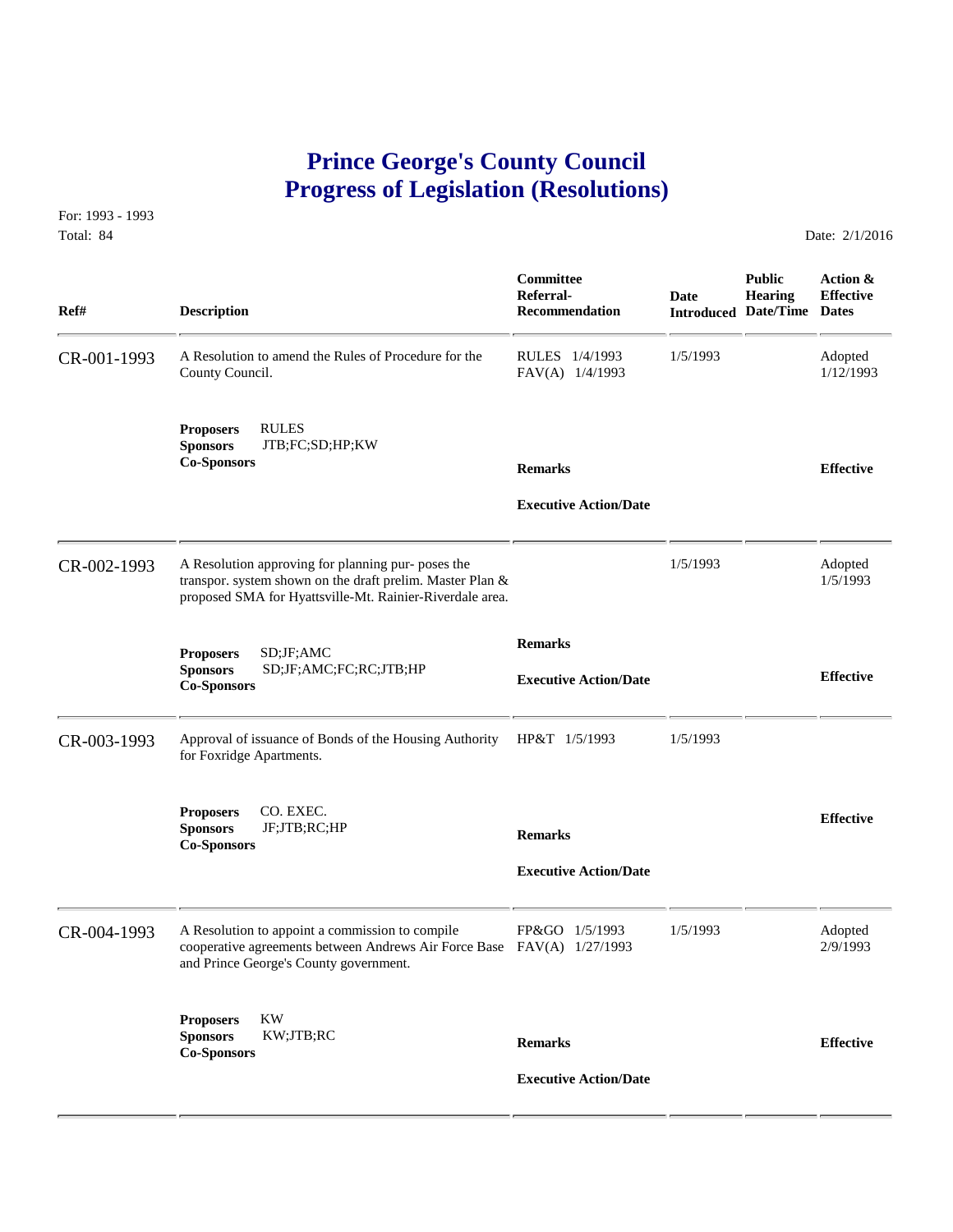# Prince George's County Council
# Progress of Legislation (Resolutions)

For: 1993 - 1993
Total: 84

Date: 2/1/2016

| Ref# | Description | Committee Referral-Recommendation | Date Introduced | Public Hearing Date/Time | Action & Effective Dates |
|---|---|---|---|---|---|
| CR-001-1993 | A Resolution to amend the Rules of Procedure for the County Council. | RULES 1/4/1993<br>FAV(A) 1/4/1993 | 1/5/1993 | | Adopted<br>1/12/1993 |
| | **Proposers** RULES<br>**Sponsors** JTB;FC;SD;HP;KW<br>**Co-Sponsors** | **Remarks**<br><br>**Executive Action/Date** | | | **Effective** |
| CR-002-1993 | A Resolution approving for planning pur- poses the transpor. system shown on the draft prelim. Master Plan & proposed SMA for Hyattsville-Mt. Rainier-Riverdale area. | | 1/5/1993 | | Adopted<br>1/5/1993 |
| | **Proposers** SD;JF;AMC<br>**Sponsors** SD;JF;AMC;FC;RC;JTB;HP<br>**Co-Sponsors** | **Remarks**<br><br>**Executive Action/Date** | | | **Effective** |
| CR-003-1993 | Approval of issuance of Bonds of the Housing Authority for Foxridge Apartments. | HP&T 1/5/1993 | 1/5/1993 | | |
| | **Proposers** CO. EXEC.<br>**Sponsors** JF;JTB;RC;HP<br>**Co-Sponsors** | **Remarks**<br><br>**Executive Action/Date** | | | **Effective** |
| CR-004-1993 | A Resolution to appoint a commission to compile cooperative agreements between Andrews Air Force Base and Prince George's County government. | FP&GO 1/5/1993<br>FAV(A) 1/27/1993 | 1/5/1993 | | Adopted<br>2/9/1993 |
| | **Proposers** KW<br>**Sponsors** KW;JTB;RC<br>**Co-Sponsors** | **Remarks**<br><br>**Executive Action/Date** | | | **Effective** |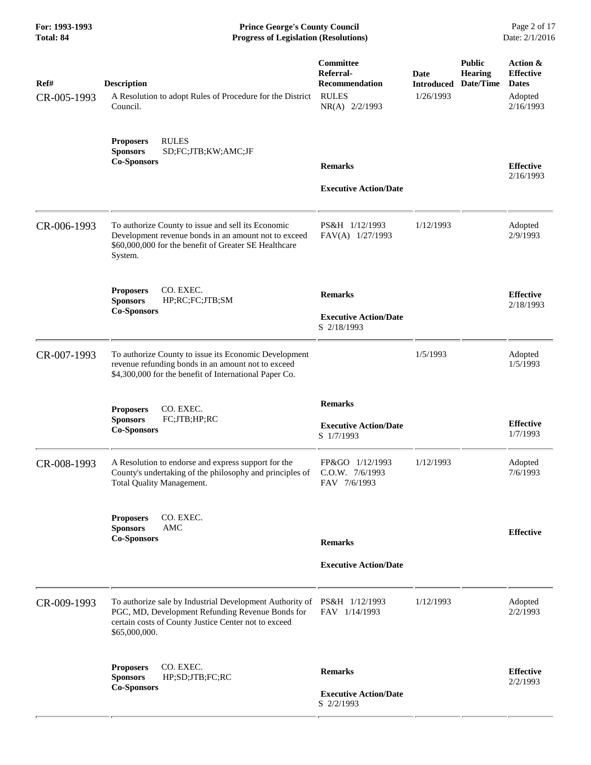| Ref# | Description | Committee Referral-Recommendation | Date Introduced | Public Hearing Date/Time | Action & Effective Dates |
|---|---|---|---|---|---|
| CR-005-1993 | A Resolution to adopt Rules of Procedure for the District Council.<br><br>**Proposers** RULES<br>**Sponsors** SD;FC;JTB;KW;AMC;JF<br>**Co-Sponsors** | RULES<br>NR(A) 2/2/1993<br><br>**Remarks**<br><br>**Executive Action/Date** | 1/26/1993 | | Adopted<br>2/16/1993<br><br>**Effective**<br>2/16/1993 |
| CR-006-1993 | To authorize County to issue and sell its Economic Development revenue bonds in an amount not to exceed $60,000,000 for the benefit of Greater SE Healthcare System.<br><br>**Proposers** CO. EXEC.<br>**Sponsors** HP;RC;FC;JTB;SM<br>**Co-Sponsors** | PS&H 1/12/1993<br>FAV(A) 1/27/1993<br><br>**Remarks**<br><br>**Executive Action/Date**<br>S 2/18/1993 | 1/12/1993 | | Adopted<br>2/9/1993<br><br>**Effective**<br>2/18/1993 |
| CR-007-1993 | To authorize County to issue its Economic Development revenue refunding bonds in an amount not to exceed $4,300,000 for the benefit of International Paper Co.<br><br>**Proposers** CO. EXEC.<br>**Sponsors** FC;JTB;HP;RC<br>**Co-Sponsors** | **Remarks**<br><br>**Executive Action/Date**<br>S 1/7/1993 | 1/5/1993 | | Adopted<br>1/5/1993<br><br>**Effective**<br>1/7/1993 |
| CR-008-1993 | A Resolution to endorse and express support for the County's undertaking of the philosophy and principles of Total Quality Management.<br><br>**Proposers** CO. EXEC.<br>**Sponsors** AMC<br>**Co-Sponsors** | FP&GO 1/12/1993<br>C.O.W. 7/6/1993<br>FAV 7/6/1993<br><br>**Remarks**<br><br>**Executive Action/Date** | 1/12/1993 | | Adopted<br>7/6/1993<br><br>**Effective** |
| CR-009-1993 | To authorize sale by Industrial Development Authority of PGC, MD, Development Refunding Revenue Bonds for certain costs of County Justice Center not to exceed $65,000,000.<br><br>**Proposers** CO. EXEC.<br>**Sponsors** HP;SD;JTB;FC;RC<br>**Co-Sponsors** | PS&H 1/12/1993<br>FAV 1/14/1993<br><br>**Remarks**<br><br>**Executive Action/Date**<br>S 2/2/1993 | 1/12/1993 | | Adopted<br>2/2/1993<br><br>**Effective**<br>2/2/1993 |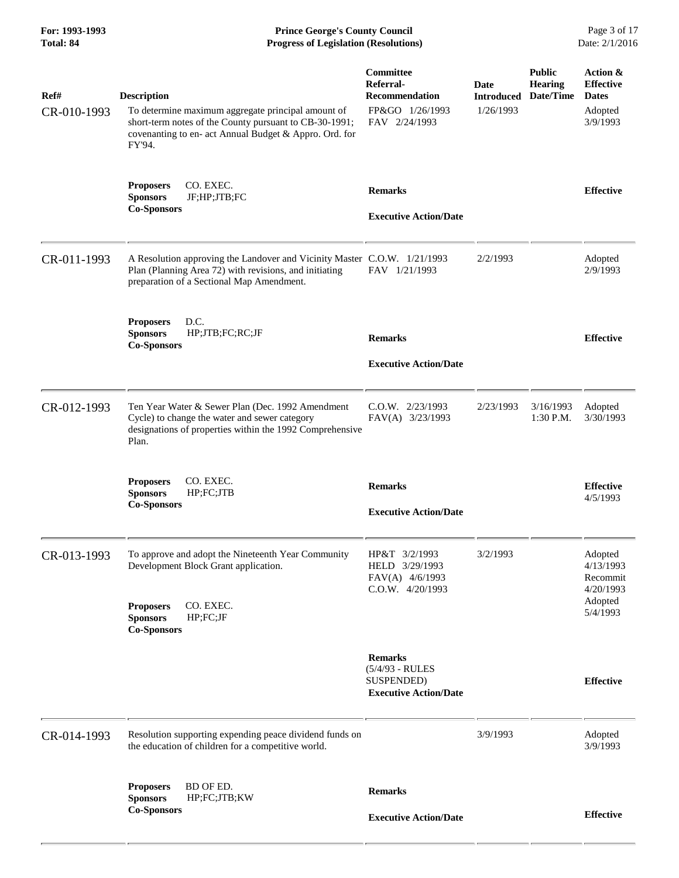| Ref# | Description | Committee Referral-Recommendation | Date Introduced | Public Hearing Date/Time | Action & Effective Dates |
|---|---|---|---|---|---|
| CR-010-1993 | To determine maximum aggregate principal amount of short-term notes of the County pursuant to CB-30-1991; covenanting to en- act Annual Budget & Appro. Ord. for FY'94. | FP&GO 1/26/1993<br>FAV 2/24/1993 | 1/26/1993 | | Adopted 3/9/1993 |
| | **Proposers** CO. EXEC.<br>**Sponsors** JF;HP;JTB;FC<br>**Co-Sponsors** | **Remarks**<br><br>**Executive Action/Date** | | | **Effective** |
| CR-011-1993 | A Resolution approving the Landover and Vicinity Master Plan (Planning Area 72) with revisions, and initiating preparation of a Sectional Map Amendment. | C.O.W. 1/21/1993<br>FAV 1/21/1993 | 2/2/1993 | | Adopted 2/9/1993 |
| | **Proposers** D.C.<br>**Sponsors** HP;JTB;FC;RC;JF<br>**Co-Sponsors** | **Remarks**<br><br>**Executive Action/Date** | | | **Effective** |
| CR-012-1993 | Ten Year Water & Sewer Plan (Dec. 1992 Amendment Cycle) to change the water and sewer category designations of properties within the 1992 Comprehensive Plan. | C.O.W. 2/23/1993<br>FAV(A) 3/23/1993 | 2/23/1993 | 3/16/1993 1:30 P.M. | Adopted 3/30/1993 |
| | **Proposers** CO. EXEC.<br>**Sponsors** HP;FC;JTB<br>**Co-Sponsors** | **Remarks**<br><br>**Executive Action/Date** | | | **Effective** 4/5/1993 |
| CR-013-1993 | To approve and adopt the Nineteenth Year Community Development Block Grant application.<br><br>**Proposers** CO. EXEC.<br>**Sponsors** HP;FC;JF<br>**Co-Sponsors** | HP&T 3/2/1993<br>HELD 3/29/1993<br>FAV(A) 4/6/1993<br>C.O.W. 4/20/1993 | 3/2/1993 | | Adopted 4/13/1993<br>Recommit 4/20/1993<br>Adopted 5/4/1993 |
| | | **Remarks**<br>(5/4/93 - RULES SUSPENDED)<br>**Executive Action/Date** | | | **Effective** |
| CR-014-1993 | Resolution supporting expending peace dividend funds on the education of children for a competitive world. | | 3/9/1993 | | Adopted 3/9/1993 |
| | **Proposers** BD OF ED.<br>**Sponsors** HP;FC;JTB;KW<br>**Co-Sponsors** | **Remarks**<br><br>**Executive Action/Date** | | | **Effective** |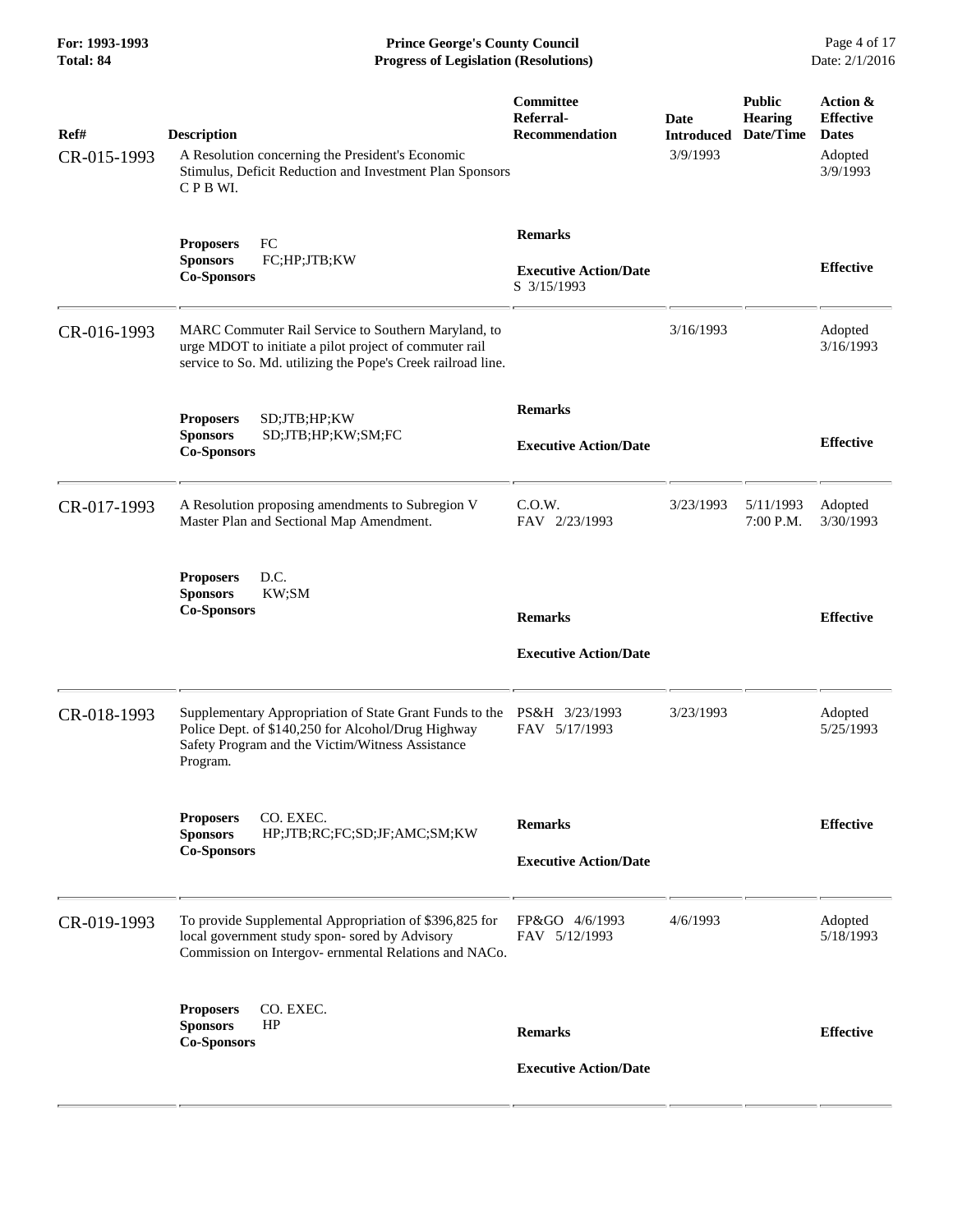**For: 1993-1993**
**Total: 84**

**Prince George's County Council**
**Progress of Legislation (Resolutions)**

Date: 2/1/2016

| Ref# | Description | Committee Referral-Recommendation | Date Introduced | Public Hearing Date/Time | Action & Effective Dates |
|---|---|---|---|---|---|
| CR-015-1993 | A Resolution concerning the President's Economic Stimulus, Deficit Reduction and Investment Plan Sponsors C P B WI. | | 3/9/1993 | | Adopted 3/9/1993 |
| | **Proposers** FC<br>**Sponsors** FC;HP;JTB;KW<br>**Co-Sponsors** | **Remarks**<br><br>**Executive Action/Date**<br>S 3/15/1993 | | | **Effective** |
| CR-016-1993 | MARC Commuter Rail Service to Southern Maryland, to urge MDOT to initiate a pilot project of commuter rail service to So. Md. utilizing the Pope's Creek railroad line. | | 3/16/1993 | | Adopted 3/16/1993 |
| | **Proposers** SD;JTB;HP;KW<br>**Sponsors** SD;JTB;HP;KW;SM;FC<br>**Co-Sponsors** | **Remarks**<br><br>**Executive Action/Date** | | | **Effective** |
| CR-017-1993 | A Resolution proposing amendments to Subregion V Master Plan and Sectional Map Amendment. | C.O.W.<br>FAV 2/23/1993 | 3/23/1993 | 5/11/1993 7:00 P.M. | Adopted 3/30/1993 |
| | **Proposers** D.C.<br>**Sponsors** KW;SM<br>**Co-Sponsors** | **Remarks**<br><br>**Executive Action/Date** | | | **Effective** |
| CR-018-1993 | Supplementary Appropriation of State Grant Funds to the Police Dept. of $140,250 for Alcohol/Drug Highway Safety Program and the Victim/Witness Assistance Program. | PS&H 3/23/1993<br>FAV 5/17/1993 | 3/23/1993 | | Adopted 5/25/1993 |
| | **Proposers** CO. EXEC.<br>**Sponsors** HP;JTB;RC;FC;SD;JF;AMC;SM;KW<br>**Co-Sponsors** | **Remarks**<br><br>**Executive Action/Date** | | | **Effective** |
| CR-019-1993 | To provide Supplemental Appropriation of $396,825 for local government study spon- sored by Advisory Commission on Intergov- ernmental Relations and NACo. | FP&GO 4/6/1993<br>FAV 5/12/1993 | 4/6/1993 | | Adopted 5/18/1993 |
| | **Proposers** CO. EXEC.<br>**Sponsors** HP<br>**Co-Sponsors** | **Remarks**<br><br>**Executive Action/Date** | | | **Effective** |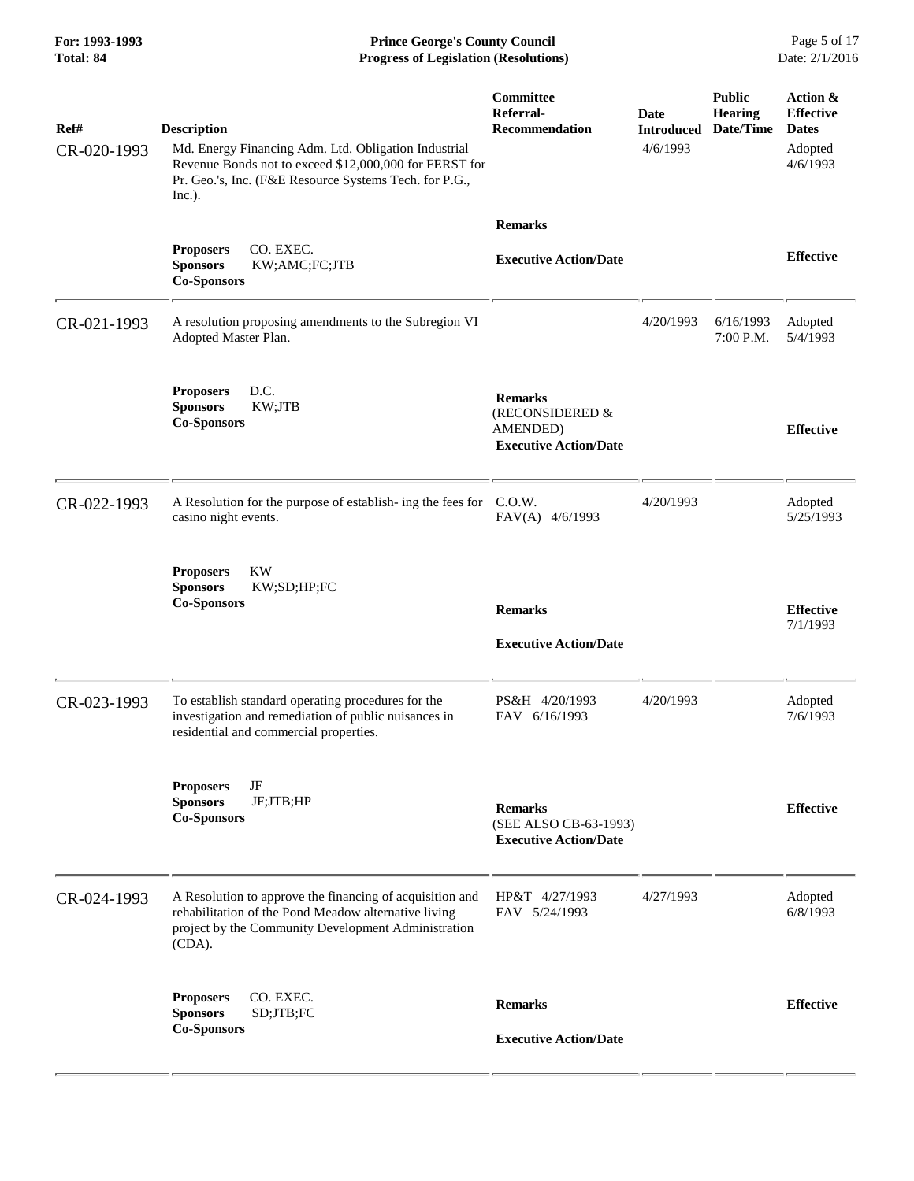| Ref# | Description | Committee Referral-Recommendation | Date Introduced | Public Hearing Date/Time | Action & Effective Dates |
|---|---|---|---|---|---|
| CR-020-1993 | Md. Energy Financing Adm. Ltd. Obligation Industrial Revenue Bonds not to exceed $12,000,000 for FERST for Pr. Geo.'s, Inc. (F&E Resource Systems Tech. for P.G., Inc.). | | 4/6/1993 | | Adopted 4/6/1993 |
| | **Proposers** CO. EXEC.<br>**Sponsors** KW;AMC;FC;JTB<br>**Co-Sponsors** | **Remarks**<br><br>**Executive Action/Date** | | | **Effective** |
| CR-021-1993 | A resolution proposing amendments to the Subregion VI Adopted Master Plan. | | 4/20/1993 | 6/16/1993 7:00 P.M. | Adopted 5/4/1993 |
| | **Proposers** D.C.<br>**Sponsors** KW;JTB<br>**Co-Sponsors** | **Remarks**<br>(RECONSIDERED & AMENDED)<br>**Executive Action/Date** | | | **Effective** |
| CR-022-1993 | A Resolution for the purpose of establish- ing the fees for casino night events. | C.O.W.<br>FAV(A) 4/6/1993 | 4/20/1993 | | Adopted 5/25/1993 |
| | **Proposers** KW<br>**Sponsors** KW;SD;HP;FC<br>**Co-Sponsors** | **Remarks**<br><br>**Executive Action/Date** | | | **Effective** 7/1/1993 |
| CR-023-1993 | To establish standard operating procedures for the investigation and remediation of public nuisances in residential and commercial properties. | PS&H 4/20/1993<br>FAV 6/16/1993 | 4/20/1993 | | Adopted 7/6/1993 |
| | **Proposers** JF<br>**Sponsors** JF;JTB;HP<br>**Co-Sponsors** | **Remarks**<br>(SEE ALSO CB-63-1993)<br>**Executive Action/Date** | | | **Effective** |
| CR-024-1993 | A Resolution to approve the financing of acquisition and rehabilitation of the Pond Meadow alternative living project by the Community Development Administration (CDA). | HP&T 4/27/1993<br>FAV 5/24/1993 | 4/27/1993 | | Adopted 6/8/1993 |
| | **Proposers** CO. EXEC.<br>**Sponsors** SD;JTB;FC<br>**Co-Sponsors** | **Remarks**<br><br>**Executive Action/Date** | | | **Effective** |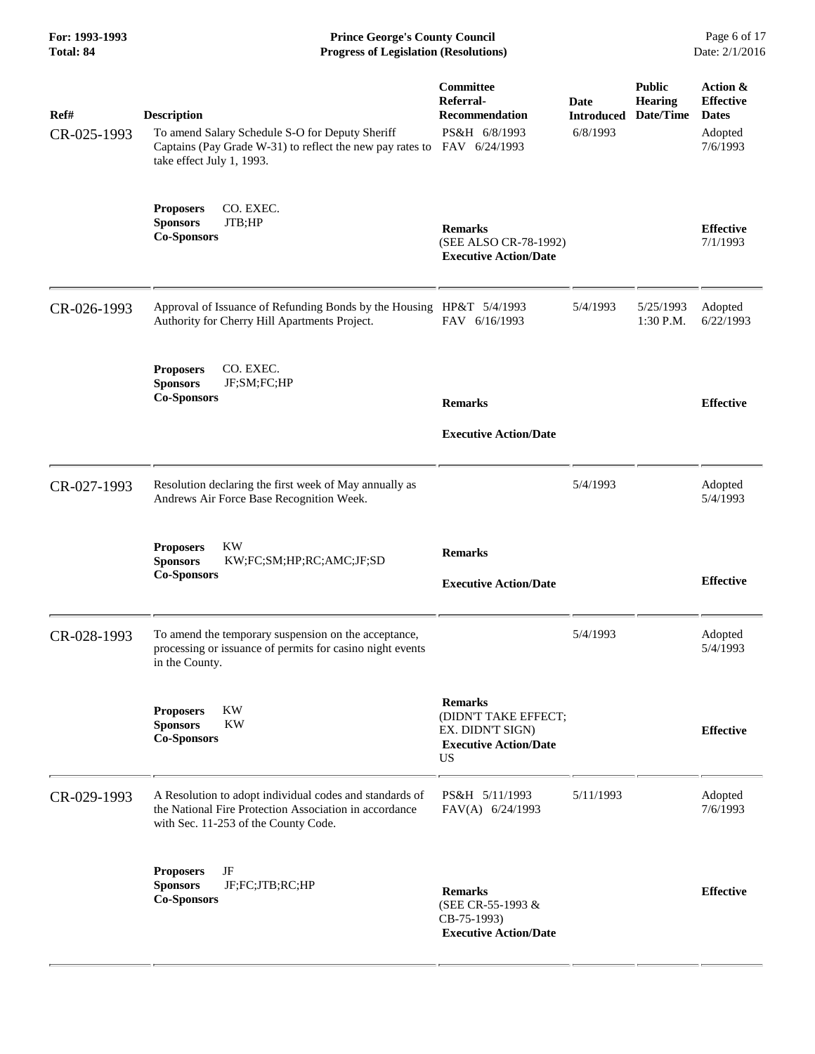| Ref# | Description | Committee Referral-Recommendation | Date Introduced | Public Hearing Date/Time | Action & Effective Dates |
|---|---|---|---|---|---|
| CR-025-1993 | To amend Salary Schedule S-O for Deputy Sheriff Captains (Pay Grade W-31) to reflect the new pay rates to take effect July 1, 1993. | PS&H 6/8/1993<br>FAV 6/24/1993 | 6/8/1993 | | Adopted 7/6/1993 |
| | **Proposers** CO. EXEC.<br>**Sponsors** JTB;HP<br>**Co-Sponsors** | **Remarks**<br>(SEE ALSO CR-78-1992)<br>**Executive Action/Date** | | | **Effective** 7/1/1993 |
| CR-026-1993 | Approval of Issuance of Refunding Bonds by the Housing Authority for Cherry Hill Apartments Project. | HP&T 5/4/1993<br>FAV 6/16/1993 | 5/4/1993 | 5/25/1993 1:30 P.M. | Adopted 6/22/1993 |
| | **Proposers** CO. EXEC.<br>**Sponsors** JF;SM;FC;HP<br>**Co-Sponsors** | **Remarks**<br>**Executive Action/Date** | | | **Effective** |
| CR-027-1993 | Resolution declaring the first week of May annually as Andrews Air Force Base Recognition Week. | | 5/4/1993 | | Adopted 5/4/1993 |
| | **Proposers** KW<br>**Sponsors** KW;FC;SM;HP;RC;AMC;JF;SD<br>**Co-Sponsors** | **Remarks**<br>**Executive Action/Date** | | | **Effective** |
| CR-028-1993 | To amend the temporary suspension on the acceptance, processing or issuance of permits for casino night events in the County. | | 5/4/1993 | | Adopted 5/4/1993 |
| | **Proposers** KW<br>**Sponsors** KW<br>**Co-Sponsors** | **Remarks**<br>(DIDN'T TAKE EFFECT; EX. DIDN'T SIGN)<br>**Executive Action/Date**<br>US | | | **Effective** |
| CR-029-1993 | A Resolution to adopt individual codes and standards of the National Fire Protection Association in accordance with Sec. 11-253 of the County Code. | PS&H 5/11/1993<br>FAV(A) 6/24/1993 | 5/11/1993 | | Adopted 7/6/1993 |
| | **Proposers** JF<br>**Sponsors** JF;FC;JTB;RC;HP<br>**Co-Sponsors** | **Remarks**<br>(SEE CR-55-1993 & CB-75-1993)<br>**Executive Action/Date** | | | **Effective** |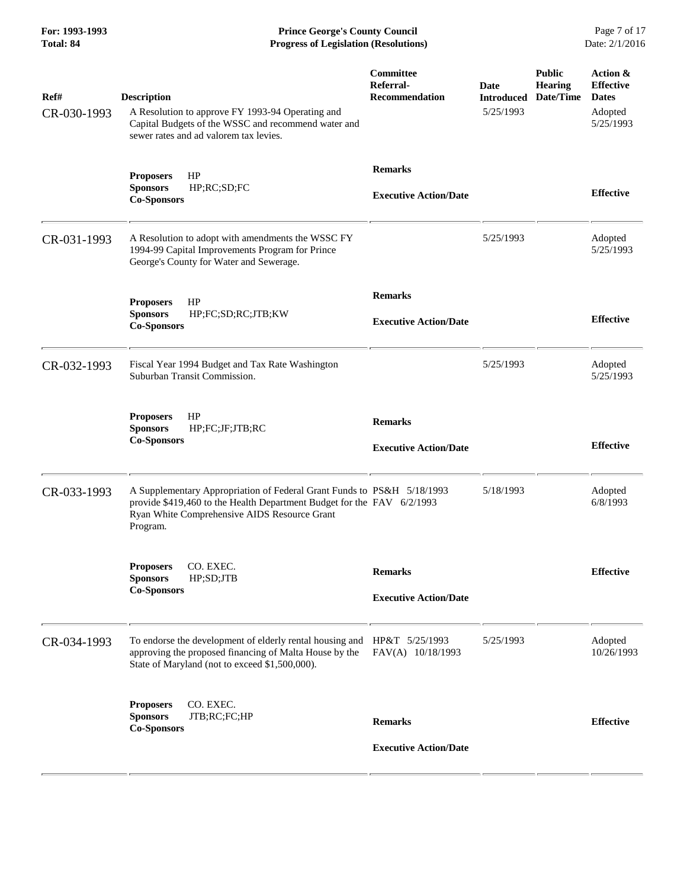| Ref# | Description | Committee Referral-Recommendation | Date Introduced | Public Hearing Date/Time | Action & Effective Dates |
|---|---|---|---|---|---|
| CR-030-1993 | A Resolution to approve FY 1993-94 Operating and Capital Budgets of the WSSC and recommend water and sewer rates and ad valorem tax levies. | | 5/25/1993 | | Adopted 5/25/1993 |
| | **Proposers** HP<br>**Sponsors** HP;RC;SD;FC<br>**Co-Sponsors** | **Remarks**<br><br>**Executive Action/Date** | | | **Effective** |
| CR-031-1993 | A Resolution to adopt with amendments the WSSC FY 1994-99 Capital Improvements Program for Prince George's County for Water and Sewerage. | | 5/25/1993 | | Adopted 5/25/1993 |
| | **Proposers** HP<br>**Sponsors** HP;FC;SD;RC;JTB;KW<br>**Co-Sponsors** | **Remarks**<br><br>**Executive Action/Date** | | | **Effective** |
| CR-032-1993 | Fiscal Year 1994 Budget and Tax Rate Washington Suburban Transit Commission. | | 5/25/1993 | | Adopted 5/25/1993 |
| | **Proposers** HP<br>**Sponsors** HP;FC;JF;JTB;RC<br>**Co-Sponsors** | **Remarks**<br><br>**Executive Action/Date** | | | **Effective** |
| CR-033-1993 | A Supplementary Appropriation of Federal Grant Funds to provide $419,460 to the Health Department Budget for the Ryan White Comprehensive AIDS Resource Grant Program. | PS&H 5/18/1993<br>FAV 6/2/1993 | 5/18/1993 | | Adopted 6/8/1993 |
| | **Proposers** CO. EXEC.<br>**Sponsors** HP;SD;JTB<br>**Co-Sponsors** | **Remarks**<br><br>**Executive Action/Date** | | | **Effective** |
| CR-034-1993 | To endorse the development of elderly rental housing and approving the proposed financing of Malta House by the State of Maryland (not to exceed $1,500,000). | HP&T 5/25/1993<br>FAV(A) 10/18/1993 | 5/25/1993 | | Adopted 10/26/1993 |
| | **Proposers** CO. EXEC.<br>**Sponsors** JTB;RC;FC;HP<br>**Co-Sponsors** | **Remarks**<br><br>**Executive Action/Date** | | | **Effective** |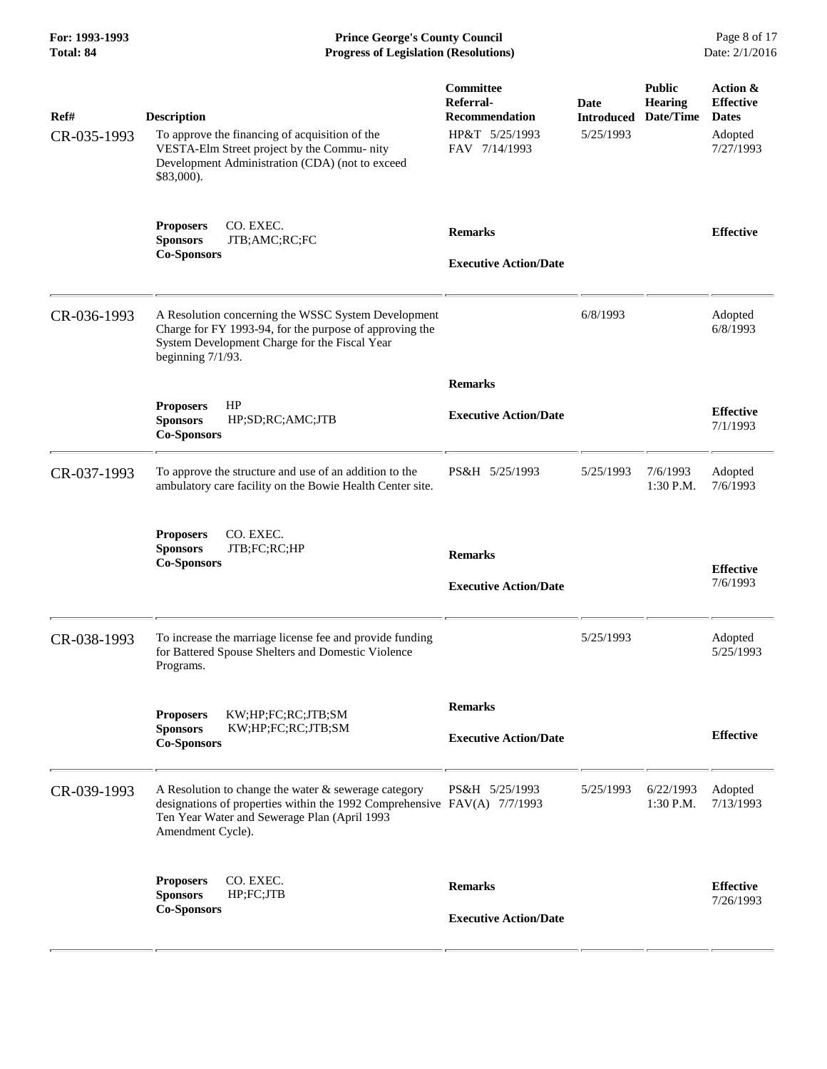| Ref# | Description | Committee Referral-Recommendation | Date Introduced | Public Hearing Date/Time | Action & Effective Dates |
|---|---|---|---|---|---|
| CR-035-1993 | To approve the financing of acquisition of the VESTA-Elm Street project by the Commu- nity Development Administration (CDA) (not to exceed $83,000). | HP&T 5/25/1993<br>FAV 7/14/1993 | 5/25/1993 | | Adopted<br>7/27/1993 |
| | **Proposers** CO. EXEC.<br>**Sponsors** JTB;AMC;RC;FC<br>**Co-Sponsors** | **Remarks**<br><br>**Executive Action/Date** | | | **Effective** |
| CR-036-1993 | A Resolution concerning the WSSC System Development Charge for FY 1993-94, for the purpose of approving the System Development Charge for the Fiscal Year beginning 7/1/93. | | 6/8/1993 | | Adopted<br>6/8/1993 |
| | **Proposers** HP<br>**Sponsors** HP;SD;RC;AMC;JTB<br>**Co-Sponsors** | **Remarks**<br><br>**Executive Action/Date** | | | **Effective**<br>7/1/1993 |
| CR-037-1993 | To approve the structure and use of an addition to the ambulatory care facility on the Bowie Health Center site. | PS&H 5/25/1993 | 5/25/1993 | 7/6/1993<br>1:30 P.M. | Adopted<br>7/6/1993 |
| | **Proposers** CO. EXEC.<br>**Sponsors** JTB;FC;RC;HP<br>**Co-Sponsors** | **Remarks**<br><br>**Executive Action/Date** | | | **Effective**<br>7/6/1993 |
| CR-038-1993 | To increase the marriage license fee and provide funding for Battered Spouse Shelters and Domestic Violence Programs. | | 5/25/1993 | | Adopted<br>5/25/1993 |
| | **Proposers** KW;HP;FC;RC;JTB;SM<br>**Sponsors** KW;HP;FC;RC;JTB;SM<br>**Co-Sponsors** | **Remarks**<br><br>**Executive Action/Date** | | | **Effective** |
| CR-039-1993 | A Resolution to change the water & sewerage category designations of properties within the 1992 Comprehensive Ten Year Water and Sewerage Plan (April 1993 Amendment Cycle). | PS&H 5/25/1993<br>FAV(A) 7/7/1993 | 5/25/1993 | 6/22/1993<br>1:30 P.M. | Adopted<br>7/13/1993 |
| | **Proposers** CO. EXEC.<br>**Sponsors** HP;FC;JTB<br>**Co-Sponsors** | **Remarks**<br><br>**Executive Action/Date** | | | **Effective**<br>7/26/1993 |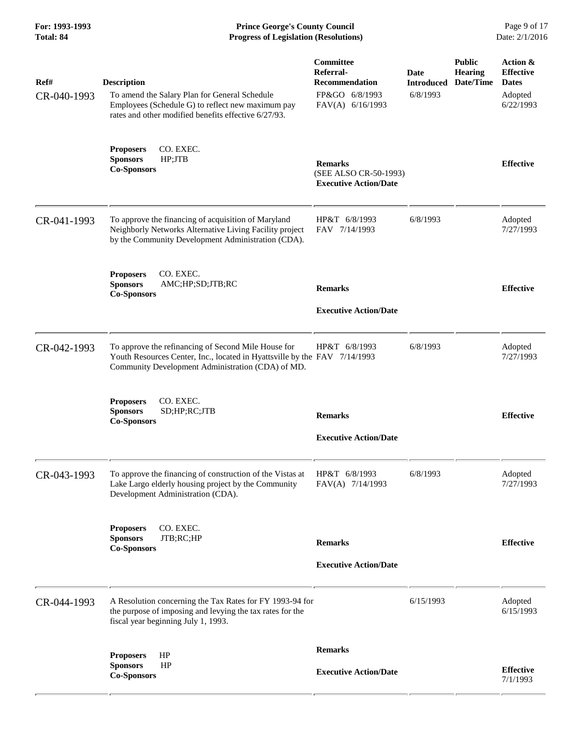| Ref# | Description | Committee Referral-Recommendation | Date Introduced | Public Hearing Date/Time | Action & Effective Dates |
|---|---|---|---|---|---|
| CR-040-1993 | To amend the Salary Plan for General Schedule Employees (Schedule G) to reflect new maximum pay rates and other modified benefits effective 6/27/93. | FP&GO 6/8/1993<br>FAV(A) 6/16/1993 | 6/8/1993 | | Adopted 6/22/1993 |
| | **Proposers** CO. EXEC.<br>**Sponsors** HP;JTB<br>**Co-Sponsors** | **Remarks**<br>(SEE ALSO CR-50-1993)<br>**Executive Action/Date** | | | **Effective** |
| CR-041-1993 | To approve the financing of acquisition of Maryland Neighborly Networks Alternative Living Facility project by the Community Development Administration (CDA). | HP&T 6/8/1993<br>FAV 7/14/1993 | 6/8/1993 | | Adopted 7/27/1993 |
| | **Proposers** CO. EXEC.<br>**Sponsors** AMC;HP;SD;JTB;RC<br>**Co-Sponsors** | **Remarks**<br>**Executive Action/Date** | | | **Effective** |
| CR-042-1993 | To approve the refinancing of Second Mile House for Youth Resources Center, Inc., located in Hyattsville by the Community Development Administration (CDA) of MD. | HP&T 6/8/1993<br>FAV 7/14/1993 | 6/8/1993 | | Adopted 7/27/1993 |
| | **Proposers** CO. EXEC.<br>**Sponsors** SD;HP;RC;JTB<br>**Co-Sponsors** | **Remarks**<br>**Executive Action/Date** | | | **Effective** |
| CR-043-1993 | To approve the financing of construction of the Vistas at Lake Largo elderly housing project by the Community Development Administration (CDA). | HP&T 6/8/1993<br>FAV(A) 7/14/1993 | 6/8/1993 | | Adopted 7/27/1993 |
| | **Proposers** CO. EXEC.<br>**Sponsors** JTB;RC;HP<br>**Co-Sponsors** | **Remarks**<br>**Executive Action/Date** | | | **Effective** |
| CR-044-1993 | A Resolution concerning the Tax Rates for FY 1993-94 for the purpose of imposing and levying the tax rates for the fiscal year beginning July 1, 1993. | | 6/15/1993 | | Adopted 6/15/1993 |
| | **Proposers** HP<br>**Sponsors** HP<br>**Co-Sponsors** | **Remarks**<br>**Executive Action/Date** | | | **Effective** 7/1/1993 |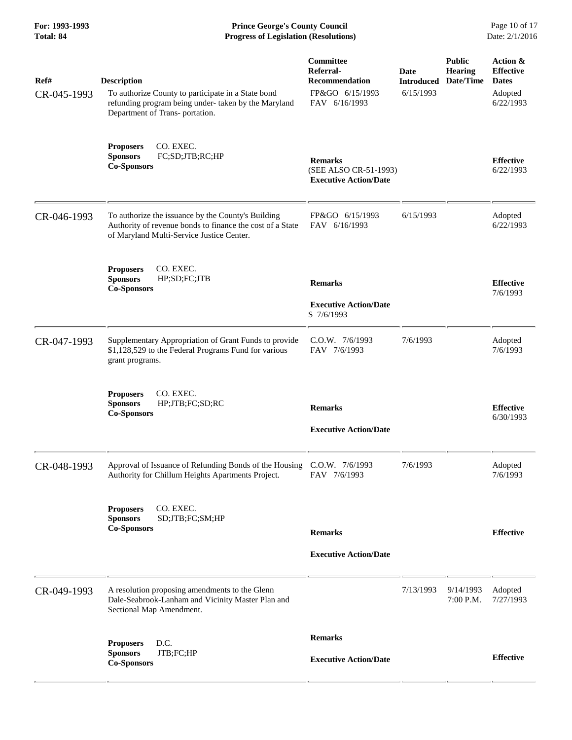| Ref# | Description | Committee Referral-Recommendation | Date Introduced | Public Hearing Date/Time | Action & Effective Dates |
|---|---|---|---|---|---|
| CR-045-1993 | To authorize County to participate in a State bond refunding program being under- taken by the Maryland Department of Trans- portation. | FP&GO 6/15/1993<br>FAV 6/16/1993 | 6/15/1993 | | Adopted 6/22/1993 |
| | **Proposers** CO. EXEC.<br>**Sponsors** FC;SD;JTB;RC;HP<br>**Co-Sponsors** | **Remarks**<br>(SEE ALSO CR-51-1993)<br>**Executive Action/Date** | | | **Effective** 6/22/1993 |
| CR-046-1993 | To authorize the issuance by the County's Building Authority of revenue bonds to finance the cost of a State of Maryland Multi-Service Justice Center. | FP&GO 6/15/1993<br>FAV 6/16/1993 | 6/15/1993 | | Adopted 6/22/1993 |
| | **Proposers** CO. EXEC.<br>**Sponsors** HP;SD;FC;JTB<br>**Co-Sponsors** | **Remarks**<br>**Executive Action/Date**<br>S 7/6/1993 | | | **Effective** 7/6/1993 |
| CR-047-1993 | Supplementary Appropriation of Grant Funds to provide $1,128,529 to the Federal Programs Fund for various grant programs. | C.O.W. 7/6/1993<br>FAV 7/6/1993 | 7/6/1993 | | Adopted 7/6/1993 |
| | **Proposers** CO. EXEC.<br>**Sponsors** HP;JTB;FC;SD;RC<br>**Co-Sponsors** | **Remarks**<br>**Executive Action/Date** | | | **Effective** 6/30/1993 |
| CR-048-1993 | Approval of Issuance of Refunding Bonds of the Housing Authority for Chillum Heights Apartments Project. | C.O.W. 7/6/1993<br>FAV 7/6/1993 | 7/6/1993 | | Adopted 7/6/1993 |
| | **Proposers** CO. EXEC.<br>**Sponsors** SD;JTB;FC;SM;HP<br>**Co-Sponsors** | **Remarks**<br>**Executive Action/Date** | | | **Effective** |
| CR-049-1993 | A resolution proposing amendments to the Glenn Dale-Seabrook-Lanham and Vicinity Master Plan and Sectional Map Amendment. | | 7/13/1993 | 9/14/1993 7:00 P.M. | Adopted 7/27/1993 |
| | **Proposers** D.C.<br>**Sponsors** JTB;FC;HP<br>**Co-Sponsors** | **Remarks**<br>**Executive Action/Date** | | | **Effective** |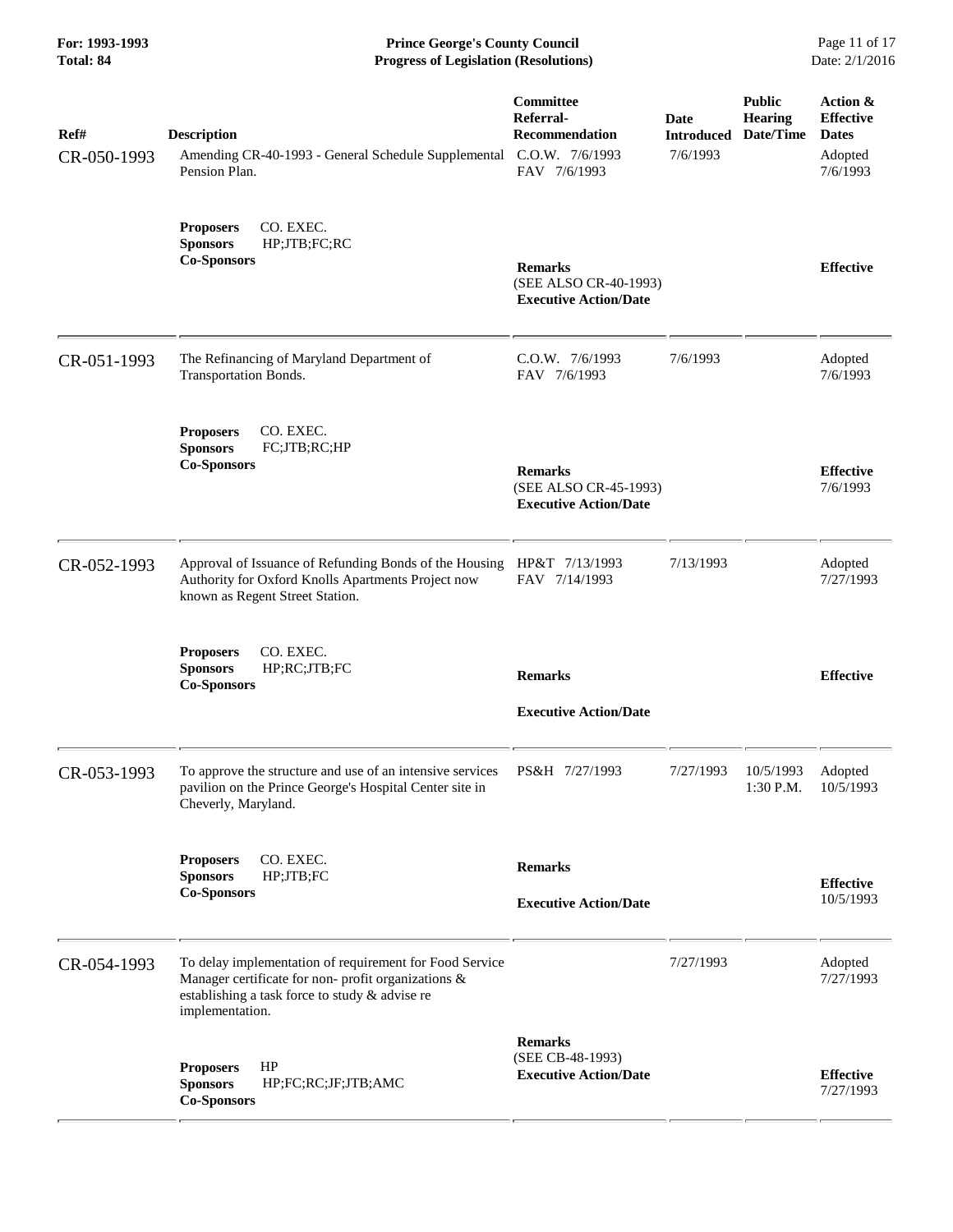| Ref# | Description | Committee Referral-Recommendation | Date Introduced | Public Hearing Date/Time | Action & Effective Dates |
|---|---|---|---|---|---|
| CR-050-1993 | Amending CR-40-1993 - General Schedule Supplemental Pension Plan. | C.O.W. 7/6/1993<br>FAV 7/6/1993 | 7/6/1993 | | Adopted 7/6/1993 |
| | **Proposers** CO. EXEC.<br>**Sponsors** HP;JTB;FC;RC<br>**Co-Sponsors** | **Remarks**<br>(SEE ALSO CR-40-1993)<br>**Executive Action/Date** | | | **Effective** |
| CR-051-1993 | The Refinancing of Maryland Department of Transportation Bonds. | C.O.W. 7/6/1993<br>FAV 7/6/1993 | 7/6/1993 | | Adopted 7/6/1993 |
| | **Proposers** CO. EXEC.<br>**Sponsors** FC;JTB;RC;HP<br>**Co-Sponsors** | **Remarks**<br>(SEE ALSO CR-45-1993)<br>**Executive Action/Date** | | | **Effective** 7/6/1993 |
| CR-052-1993 | Approval of Issuance of Refunding Bonds of the Housing Authority for Oxford Knolls Apartments Project now known as Regent Street Station. | HP&T 7/13/1993<br>FAV 7/14/1993 | 7/13/1993 | | Adopted 7/27/1993 |
| | **Proposers** CO. EXEC.<br>**Sponsors** HP;RC;JTB;FC<br>**Co-Sponsors** | **Remarks**<br>**Executive Action/Date** | | | **Effective** |
| CR-053-1993 | To approve the structure and use of an intensive services pavilion on the Prince George's Hospital Center site in Cheverly, Maryland. | PS&H 7/27/1993 | 7/27/1993 | 10/5/1993 1:30 P.M. | Adopted 10/5/1993 |
| | **Proposers** CO. EXEC.<br>**Sponsors** HP;JTB;FC<br>**Co-Sponsors** | **Remarks**<br>**Executive Action/Date** | | | **Effective** 10/5/1993 |
| CR-054-1993 | To delay implementation of requirement for Food Service Manager certificate for non- profit organizations & establishing a task force to study & advise re implementation. | | 7/27/1993 | | Adopted 7/27/1993 |
| | **Proposers** HP<br>**Sponsors** HP;FC;RC;JF;JTB;AMC<br>**Co-Sponsors** | **Remarks**<br>(SEE CB-48-1993)<br>**Executive Action/Date** | | | **Effective** 7/27/1993 |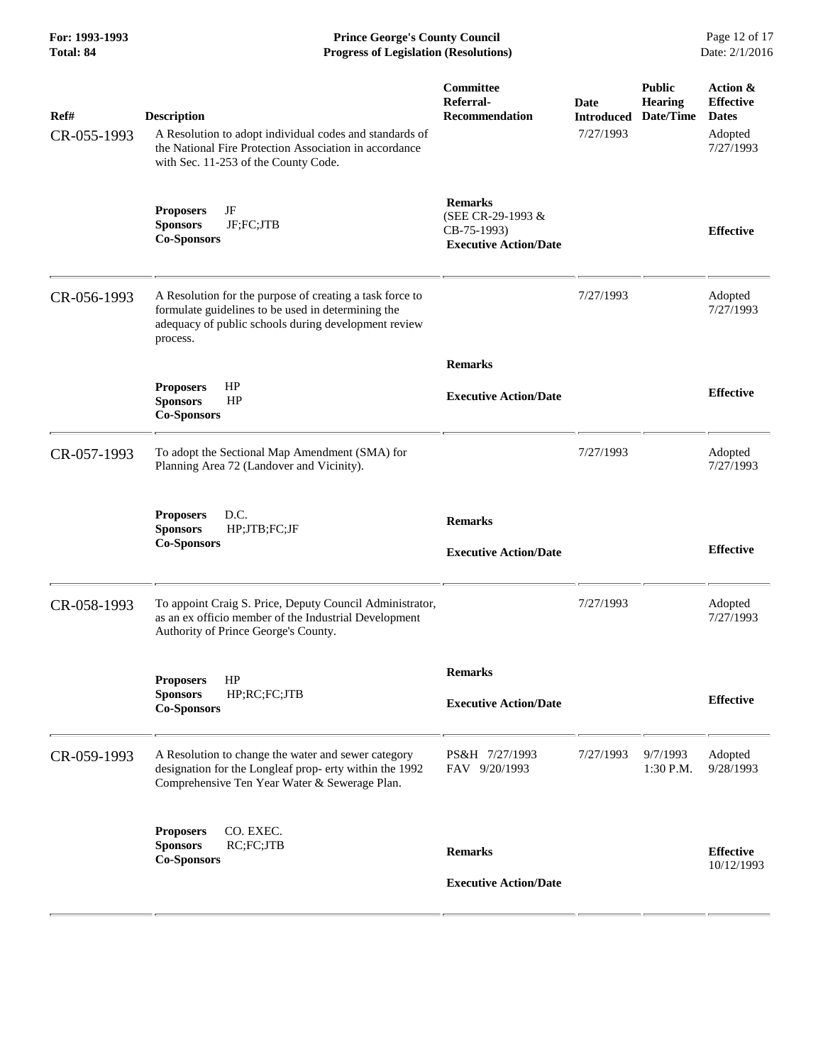| Ref# | Description | Committee Referral-Recommendation | Date Introduced | Public Hearing Date/Time | Action & Effective Dates |
|---|---|---|---|---|---|
| CR-055-1993 | A Resolution to adopt individual codes and standards of the National Fire Protection Association in accordance with Sec. 11-253 of the County Code. | | 7/27/1993 | | Adopted 7/27/1993 |
| | **Proposers** JF<br>**Sponsors** JF;FC;JTB<br>**Co-Sponsors** | **Remarks** (SEE CR-29-1993 & CB-75-1993)<br>**Executive Action/Date** | | | **Effective** |
| CR-056-1993 | A Resolution for the purpose of creating a task force to formulate guidelines to be used in determining the adequacy of public schools during development review process. | | 7/27/1993 | | Adopted 7/27/1993 |
| | **Proposers** HP<br>**Sponsors** HP<br>**Co-Sponsors** | **Remarks**<br>**Executive Action/Date** | | | **Effective** |
| CR-057-1993 | To adopt the Sectional Map Amendment (SMA) for Planning Area 72 (Landover and Vicinity). | | 7/27/1993 | | Adopted 7/27/1993 |
| | **Proposers** D.C.<br>**Sponsors** HP;JTB;FC;JF<br>**Co-Sponsors** | **Remarks**<br>**Executive Action/Date** | | | **Effective** |
| CR-058-1993 | To appoint Craig S. Price, Deputy Council Administrator, as an ex officio member of the Industrial Development Authority of Prince George's County. | | 7/27/1993 | | Adopted 7/27/1993 |
| | **Proposers** HP<br>**Sponsors** HP;RC;FC;JTB<br>**Co-Sponsors** | **Remarks**<br>**Executive Action/Date** | | | **Effective** |
| CR-059-1993 | A Resolution to change the water and sewer category designation for the Longleaf prop- erty within the 1992 Comprehensive Ten Year Water & Sewerage Plan. | PS&H 7/27/1993<br>FAV 9/20/1993 | 7/27/1993 | 9/7/1993 1:30 P.M. | Adopted 9/28/1993 |
| | **Proposers** CO. EXEC.<br>**Sponsors** RC;FC;JTB<br>**Co-Sponsors** | **Remarks**<br>**Executive Action/Date** | | | **Effective** 10/12/1993 |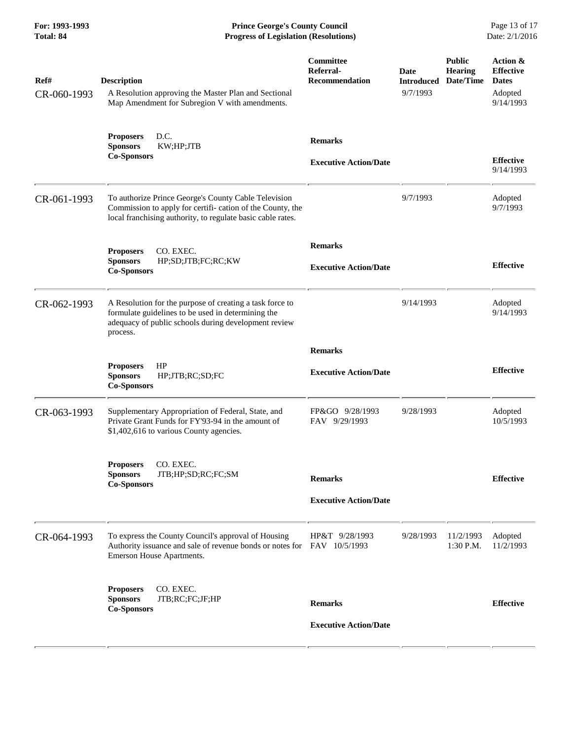| Ref# | Description | Committee Referral-Recommendation | Date Introduced | Public Hearing Date/Time | Action & Effective Dates |
|---|---|---|---|---|---|
| CR-060-1993 | A Resolution approving the Master Plan and Sectional Map Amendment for Subregion V with amendments. | | 9/7/1993 | | Adopted 9/14/1993 |
| | **Proposers** D.C. **Sponsors** KW;HP;JTB **Co-Sponsors** | **Remarks** **Executive Action/Date** | | | **Effective** 9/14/1993 |
| CR-061-1993 | To authorize Prince George's County Cable Television Commission to apply for certifi- cation of the County, the local franchising authority, to regulate basic cable rates. | | 9/7/1993 | | Adopted 9/7/1993 |
| | **Proposers** CO. EXEC. **Sponsors** HP;SD;JTB;FC;RC;KW **Co-Sponsors** | **Remarks** **Executive Action/Date** | | | **Effective** |
| CR-062-1993 | A Resolution for the purpose of creating a task force to formulate guidelines to be used in determining the adequacy of public schools during development review process. | | 9/14/1993 | | Adopted 9/14/1993 |
| | **Proposers** HP **Sponsors** HP;JTB;RC;SD;FC **Co-Sponsors** | **Remarks** **Executive Action/Date** | | | **Effective** |
| CR-063-1993 | Supplementary Appropriation of Federal, State, and Private Grant Funds for FY'93-94 in the amount of $1,402,616 to various County agencies. | FP&GO 9/28/1993 FAV 9/29/1993 | 9/28/1993 | | Adopted 10/5/1993 |
| | **Proposers** CO. EXEC. **Sponsors** JTB;HP;SD;RC;FC;SM **Co-Sponsors** | **Remarks** **Executive Action/Date** | | | **Effective** |
| CR-064-1993 | To express the County Council's approval of Housing Authority issuance and sale of revenue bonds or notes for Emerson House Apartments. | HP&T 9/28/1993 FAV 10/5/1993 | 9/28/1993 | 11/2/1993 1:30 P.M. | Adopted 11/2/1993 |
| | **Proposers** CO. EXEC. **Sponsors** JTB;RC;FC;JF;HP **Co-Sponsors** | **Remarks** **Executive Action/Date** | | | **Effective** |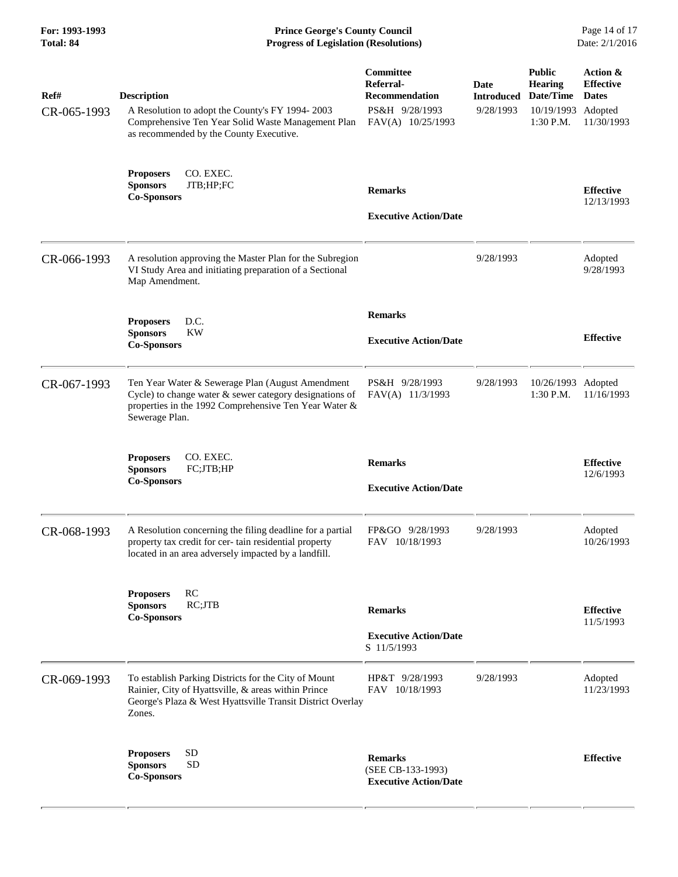| Ref# | Description | Committee Referral-Recommendation | Date Introduced | Public Hearing Date/Time | Action & Effective Dates |
|---|---|---|---|---|---|
| CR-065-1993 | A Resolution to adopt the County's FY 1994- 2003 Comprehensive Ten Year Solid Waste Management Plan as recommended by the County Executive. | PS&H 9/28/1993<br>FAV(A) 10/25/1993 | 9/28/1993 | 10/19/1993<br>1:30 P.M. | Adopted<br>11/30/1993 |
| | **Proposers** CO. EXEC.<br>**Sponsors** JTB;HP;FC<br>**Co-Sponsors** | **Remarks**<br><br>**Executive Action/Date** | | | **Effective**<br>12/13/1993 |
| CR-066-1993 | A resolution approving the Master Plan for the Subregion VI Study Area and initiating preparation of a Sectional Map Amendment. | | 9/28/1993 | | Adopted<br>9/28/1993 |
| | **Proposers** D.C.<br>**Sponsors** KW<br>**Co-Sponsors** | **Remarks**<br><br>**Executive Action/Date** | | | **Effective** |
| CR-067-1993 | Ten Year Water & Sewerage Plan (August Amendment Cycle) to change water & sewer category designations of properties in the 1992 Comprehensive Ten Year Water & Sewerage Plan. | PS&H 9/28/1993<br>FAV(A) 11/3/1993 | 9/28/1993 | 10/26/1993<br>1:30 P.M. | Adopted<br>11/16/1993 |
| | **Proposers** CO. EXEC.<br>**Sponsors** FC;JTB;HP<br>**Co-Sponsors** | **Remarks**<br><br>**Executive Action/Date** | | | **Effective**<br>12/6/1993 |
| CR-068-1993 | A Resolution concerning the filing deadline for a partial property tax credit for cer- tain residential property located in an area adversely impacted by a landfill. | FP&GO 9/28/1993<br>FAV 10/18/1993 | 9/28/1993 | | Adopted<br>10/26/1993 |
| | **Proposers** RC<br>**Sponsors** RC;JTB<br>**Co-Sponsors** | **Remarks**<br><br>**Executive Action/Date**<br>S 11/5/1993 | | | **Effective**<br>11/5/1993 |
| CR-069-1993 | To establish Parking Districts for the City of Mount Rainier, City of Hyattsville, & areas within Prince George's Plaza & West Hyattsville Transit District Overlay Zones. | HP&T 9/28/1993<br>FAV 10/18/1993 | 9/28/1993 | | Adopted<br>11/23/1993 |
| | **Proposers** SD<br>**Sponsors** SD<br>**Co-Sponsors** | **Remarks**<br>(SEE CB-133-1993)<br>**Executive Action/Date** | | | **Effective** |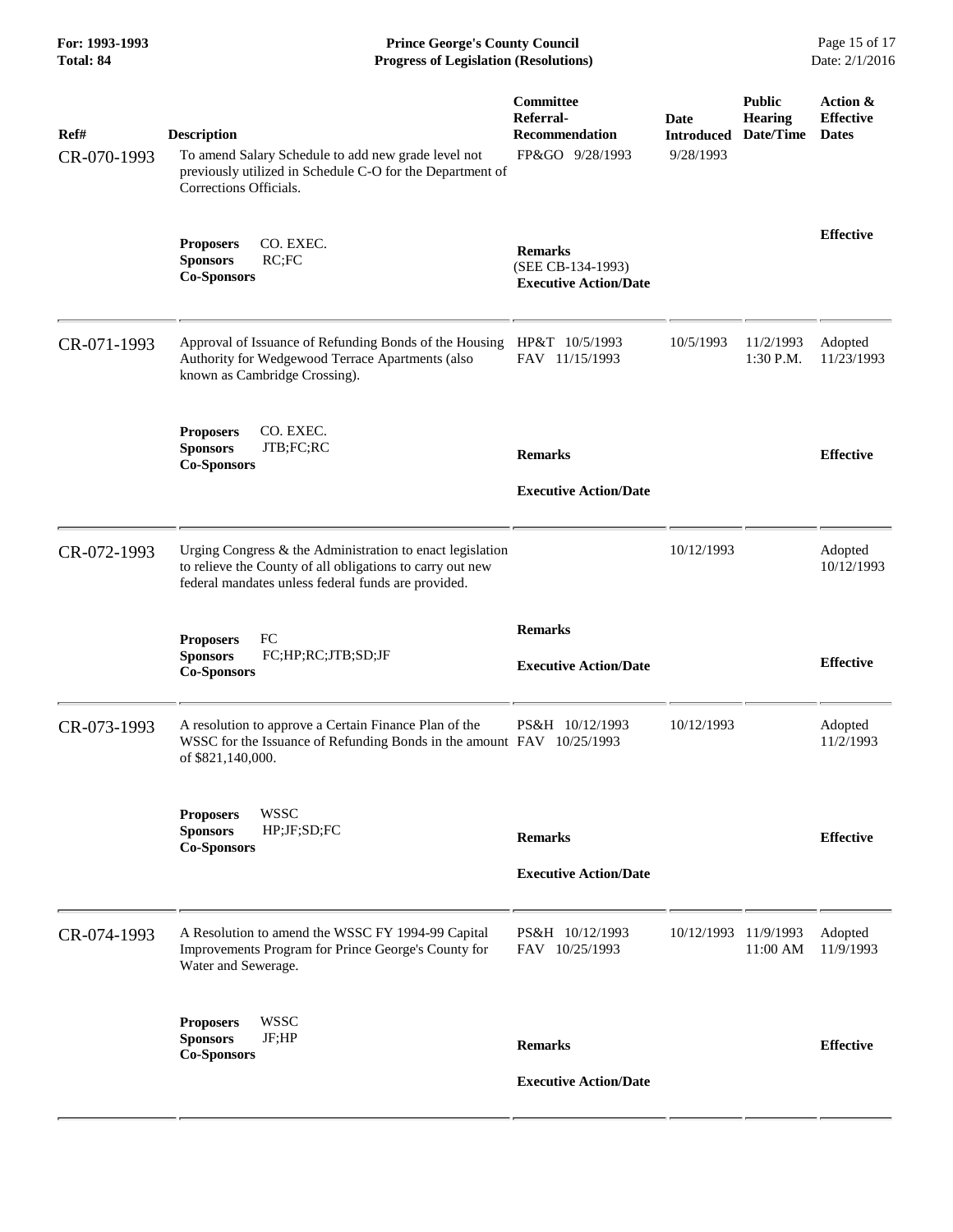**For: 1993-1993**
**Total: 84**

**Prince George's County Council**
**Progress of Legislation (Resolutions)**

| Ref# | Description | Committee Referral-Recommendation | Date Introduced | Public Hearing Date/Time | Action & Effective Dates |
|---|---|---|---|---|---|
| CR-070-1993 | To amend Salary Schedule to add new grade level not previously utilized in Schedule C-O for the Department of Corrections Officials. | FP&GO 9/28/1993 | 9/28/1993 | | |
| | **Proposers** CO. EXEC. **Sponsors** RC;FC **Co-Sponsors** | **Remarks** (SEE CB-134-1993) **Executive Action/Date** | | | **Effective** |
| CR-071-1993 | Approval of Issuance of Refunding Bonds of the Housing Authority for Wedgewood Terrace Apartments (also known as Cambridge Crossing). | HP&T 10/5/1993 FAV 11/15/1993 | 10/5/1993 | 11/2/1993 1:30 P.M. | Adopted 11/23/1993 |
| | **Proposers** CO. EXEC. **Sponsors** JTB;FC;RC **Co-Sponsors** | **Remarks** **Executive Action/Date** | | | **Effective** |
| CR-072-1993 | Urging Congress & the Administration to enact legislation to relieve the County of all obligations to carry out new federal mandates unless federal funds are provided. | | 10/12/1993 | | Adopted 10/12/1993 |
| | **Proposers** FC **Sponsors** FC;HP;RC;JTB;SD;JF **Co-Sponsors** | **Remarks** **Executive Action/Date** | | | **Effective** |
| CR-073-1993 | A resolution to approve a Certain Finance Plan of the WSSC for the Issuance of Refunding Bonds in the amount of $821,140,000. | PS&H 10/12/1993 FAV 10/25/1993 | 10/12/1993 | | Adopted 11/2/1993 |
| | **Proposers** WSSC **Sponsors** HP;JF;SD;FC **Co-Sponsors** | **Remarks** **Executive Action/Date** | | | **Effective** |
| CR-074-1993 | A Resolution to amend the WSSC FY 1994-99 Capital Improvements Program for Prince George's County for Water and Sewerage. | PS&H 10/12/1993 FAV 10/25/1993 | 10/12/1993 | 11/9/1993 11:00 AM | Adopted 11/9/1993 |
| | **Proposers** WSSC **Sponsors** JF;HP **Co-Sponsors** | **Remarks** **Executive Action/Date** | | | **Effective** |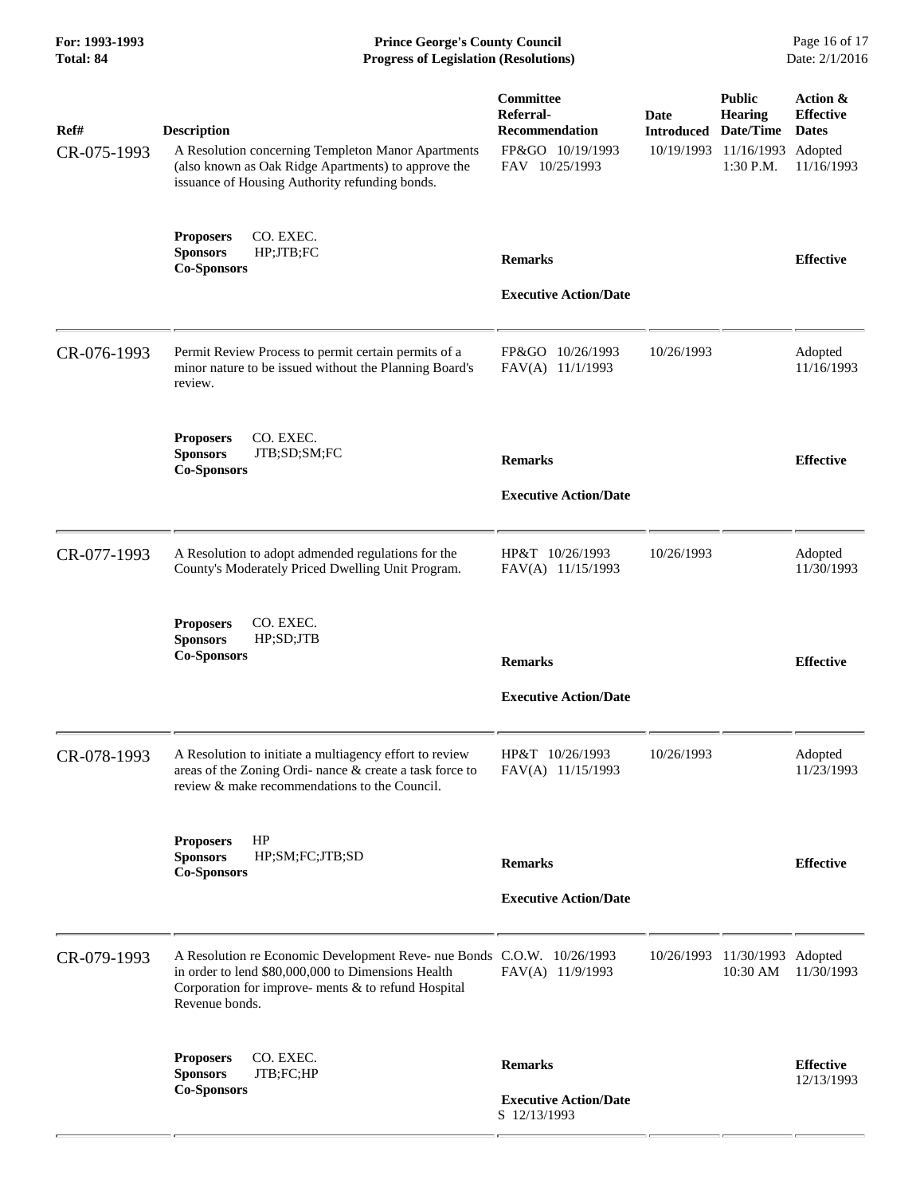| Ref# | Description | Committee Referral-Recommendation | Date Introduced | Public Hearing Date/Time | Action & Effective Dates |
|---|---|---|---|---|---|
| CR-075-1993 | A Resolution concerning Templeton Manor Apartments (also known as Oak Ridge Apartments) to approve the issuance of Housing Authority refunding bonds. | FP&GO 10/19/1993<br>FAV 10/25/1993 | 10/19/1993 | 11/16/1993<br>1:30 P.M. | Adopted<br>11/16/1993 |
| | **Proposers** CO. EXEC.<br>**Sponsors** HP;JTB;FC<br>**Co-Sponsors** | **Remarks**<br><br>**Executive Action/Date** | | | **Effective** |
| CR-076-1993 | Permit Review Process to permit certain permits of a minor nature to be issued without the Planning Board's review. | FP&GO 10/26/1993<br>FAV(A) 11/1/1993 | 10/26/1993 | | Adopted<br>11/16/1993 |
| | **Proposers** CO. EXEC.<br>**Sponsors** JTB;SD;SM;FC<br>**Co-Sponsors** | **Remarks**<br><br>**Executive Action/Date** | | | **Effective** |
| CR-077-1993 | A Resolution to adopt admended regulations for the County's Moderately Priced Dwelling Unit Program. | HP&T 10/26/1993<br>FAV(A) 11/15/1993 | 10/26/1993 | | Adopted<br>11/30/1993 |
| | **Proposers** CO. EXEC.<br>**Sponsors** HP;SD;JTB<br>**Co-Sponsors** | **Remarks**<br><br>**Executive Action/Date** | | | **Effective** |
| CR-078-1993 | A Resolution to initiate a multiagency effort to review areas of the Zoning Ordi- nance & create a task force to review & make recommendations to the Council. | HP&T 10/26/1993<br>FAV(A) 11/15/1993 | 10/26/1993 | | Adopted<br>11/23/1993 |
| | **Proposers** HP<br>**Sponsors** HP;SM;FC;JTB;SD<br>**Co-Sponsors** | **Remarks**<br><br>**Executive Action/Date** | | | **Effective** |
| CR-079-1993 | A Resolution re Economic Development Reve- nue Bonds in order to lend $80,000,000 to Dimensions Health Corporation for improve- ments & to refund Hospital Revenue bonds. | C.O.W. 10/26/1993<br>FAV(A) 11/9/1993 | 10/26/1993 | 11/30/1993<br>10:30 AM | Adopted<br>11/30/1993 |
| | **Proposers** CO. EXEC.<br>**Sponsors** JTB;FC;HP<br>**Co-Sponsors** | **Remarks**<br><br>**Executive Action/Date**<br>S 12/13/1993 | | | **Effective**<br>12/13/1993 |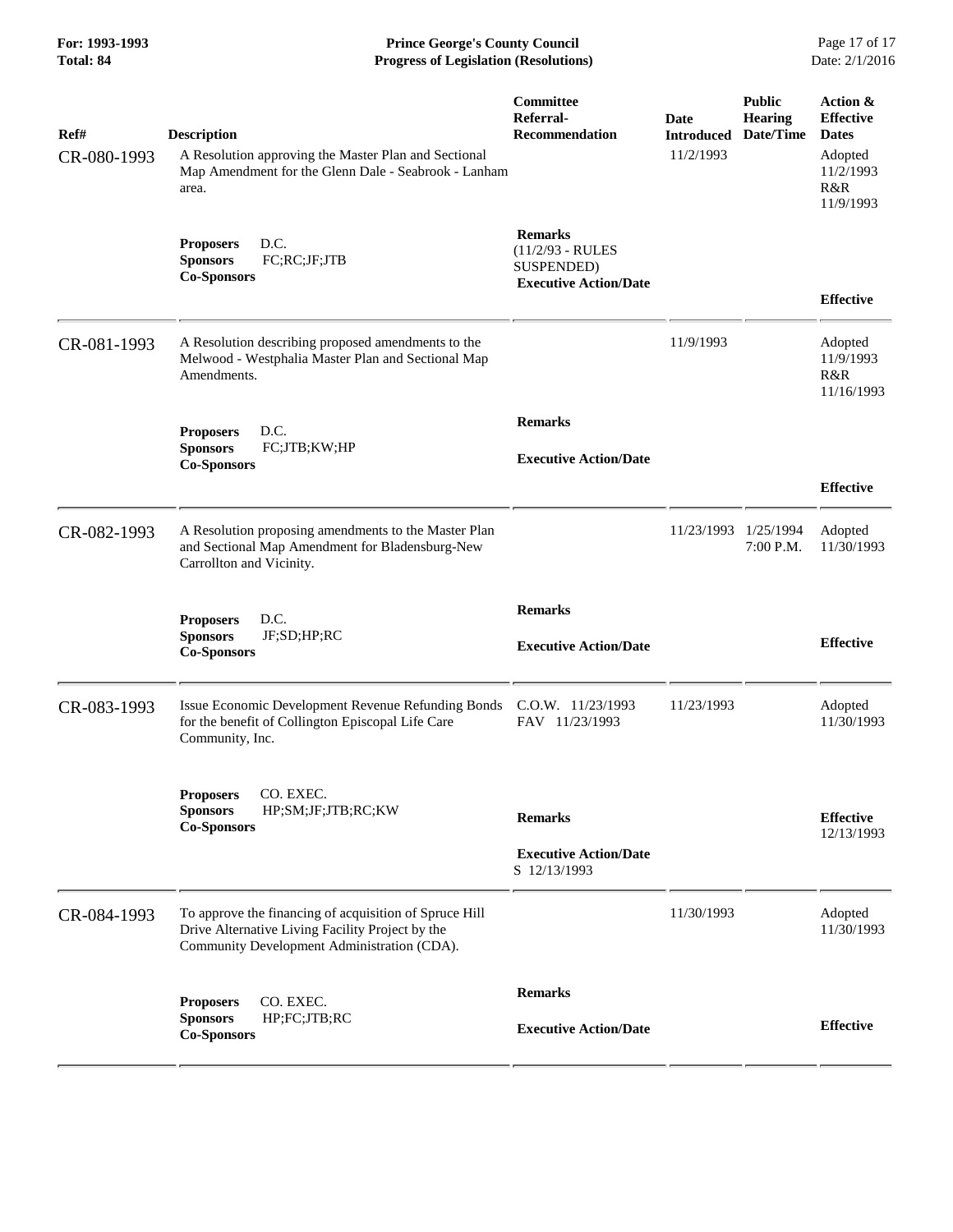| Ref# | Description | Committee Referral-Recommendation | Date Introduced | Public Hearing Date/Time | Action & Effective Dates |
|---|---|---|---|---|---|
| CR-080-1993 | A Resolution approving the Master Plan and Sectional Map Amendment for the Glenn Dale - Seabrook - Lanham area. | | 11/2/1993 | | Adopted 11/2/1993 R&R 11/9/1993 |
| | **Proposers** D.C. **Sponsors** FC;RC;JF;JTB **Co-Sponsors** | **Remarks** (11/2/93 - RULES SUSPENDED) **Executive Action/Date** | | | **Effective** |
| CR-081-1993 | A Resolution describing proposed amendments to the Melwood - Westphalia Master Plan and Sectional Map Amendments. | | 11/9/1993 | | Adopted 11/9/1993 R&R 11/16/1993 |
| | **Proposers** D.C. **Sponsors** FC;JTB;KW;HP **Co-Sponsors** | **Remarks** **Executive Action/Date** | | | **Effective** |
| CR-082-1993 | A Resolution proposing amendments to the Master Plan and Sectional Map Amendment for Bladensburg-New Carrollton and Vicinity. | | 11/23/1993 | 1/25/1994 7:00 P.M. | Adopted 11/30/1993 |
| | **Proposers** D.C. **Sponsors** JF;SD;HP;RC **Co-Sponsors** | **Remarks** **Executive Action/Date** | | | **Effective** |
| CR-083-1993 | Issue Economic Development Revenue Refunding Bonds for the benefit of Collington Episcopal Life Care Community, Inc. | C.O.W. 11/23/1993 FAV 11/23/1993 | 11/23/1993 | | Adopted 11/30/1993 |
| | **Proposers** CO. EXEC. **Sponsors** HP;SM;JF;JTB;RC;KW **Co-Sponsors** | **Remarks** **Executive Action/Date** S 12/13/1993 | | | **Effective** 12/13/1993 |
| CR-084-1993 | To approve the financing of acquisition of Spruce Hill Drive Alternative Living Facility Project by the Community Development Administration (CDA). | | 11/30/1993 | | Adopted 11/30/1993 |
| | **Proposers** CO. EXEC. **Sponsors** HP;FC;JTB;RC **Co-Sponsors** | **Remarks** **Executive Action/Date** | | | **Effective** |